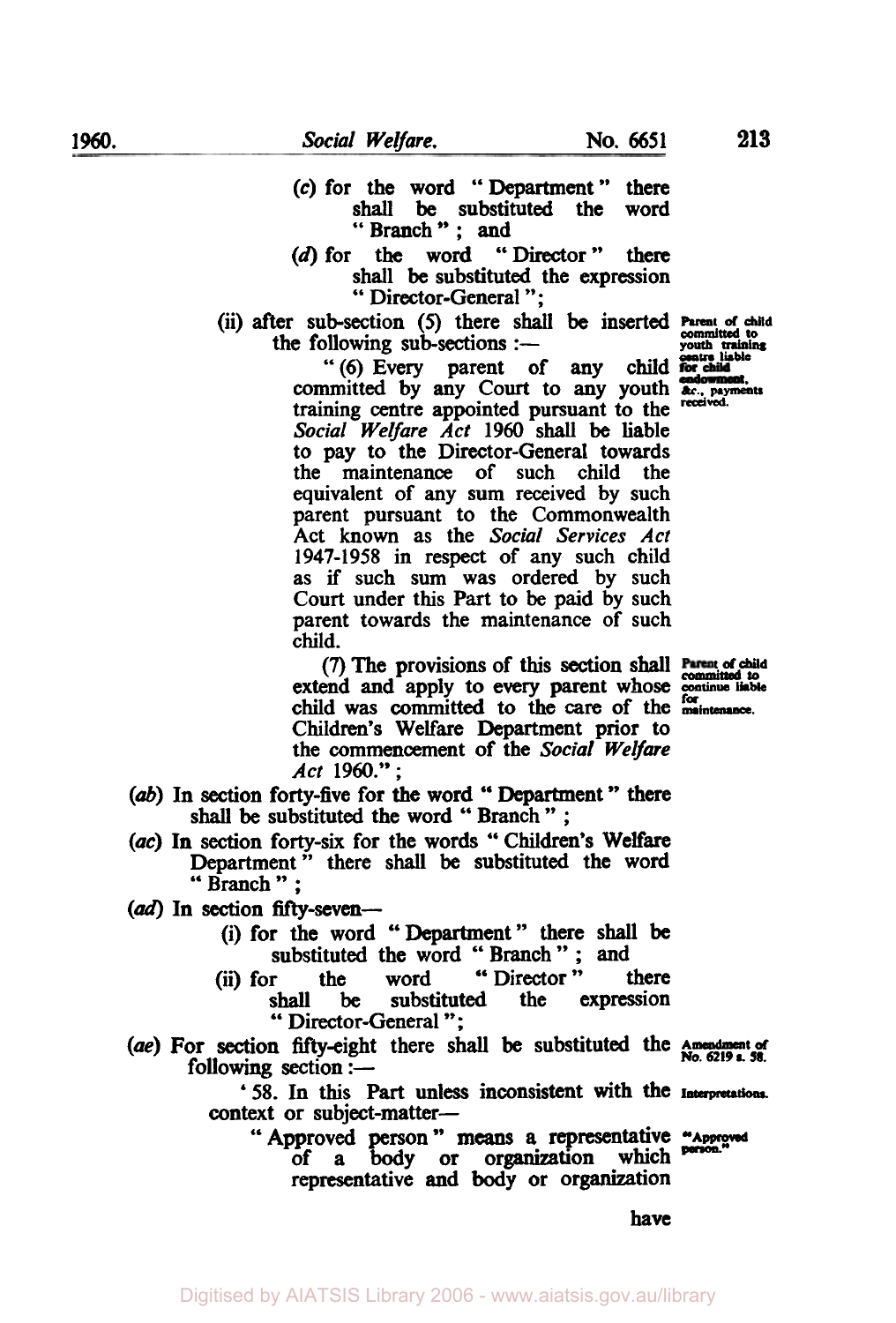(c) for the word "Department" there shall be substituted the word "Branch"; and

(d) for the word "Director" there shall be substituted the expression "Director-General";

(ii) after sub-section (5) there shall be inserted the following sub-sections:—

*Parent of child committed to youth training centre liable for child endowment, &c., payments received.*

"(6) Every parent of any child committed by any Court to any youth training centre appointed pursuant to the *Social Welfare Act* 1960 shall be liable to pay to the Director-General towards the maintenance of such child the equivalent of any sum received by such parent pursuant to the Commonwealth Act known as the *Social Services Act* 1947-1958 in respect of any such child as if such sum was ordered by such Court under this Part to be paid by such parent towards the maintenance of such child.

*Parent of child committed to continue liable for maintenance.*

(7) The provisions of this section shall extend and apply to every parent whose child was committed to the care of the Children's Welfare Department prior to the commencement of the *Social Welfare Act* 1960.";

(ab) In section forty-five for the word "Department" there shall be substituted the word "Branch";

(ac) In section forty-six for the words "Children's Welfare Department" there shall be substituted the word "Branch";

(ad) In section fifty-seven—

(i) for the word "Department" there shall be substituted the word "Branch"; and

(ii) for the word "Director" there shall be substituted the expression "Director-General";

*Amendment of No. 6219 s. 58.*

(ae) For section fifty-eight there shall be substituted the following section:—

*Interpretations.*

'58. In this Part unless inconsistent with the context or subject-matter—

*"Approved person."*

"Approved person" means a representative of a body or organization which representative and body or organization have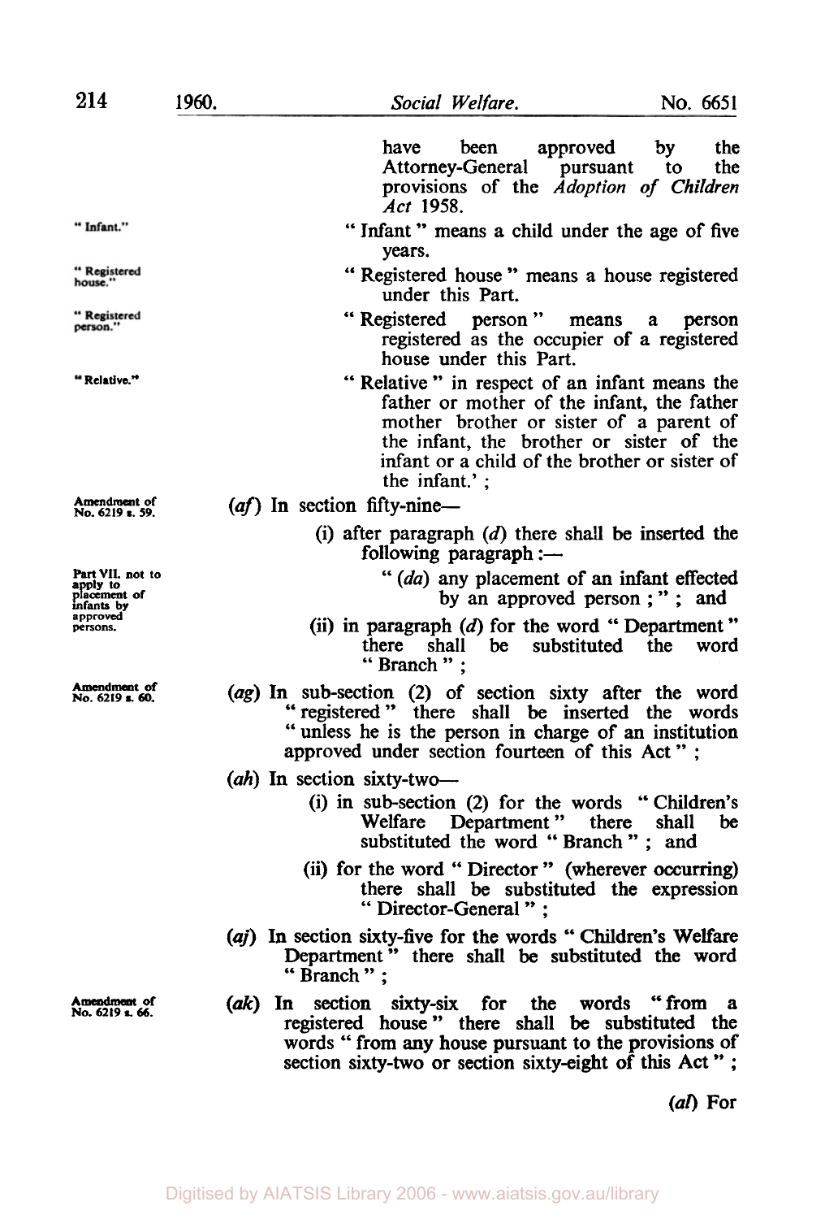have been approved by the Attorney-General pursuant to the provisions of the *Adoption of Children Act* 1958.

"Infant."

" Infant " means a child under the age of five years.

"Registered house."

" Registered house " means a house registered under this Part.

"Registered person."

" Registered person " means a person registered as the occupier of a registered house under this Part.

"Relative."

" Relative " in respect of an infant means the father or mother of the infant, the father mother brother or sister of a parent of the infant, the brother or sister of the infant or a child of the brother or sister of the infant.' ;

Amendment of No. 6219 s. 59.

(*af*) In section fifty-nine—

(i) after paragraph (*d*) there shall be inserted the following paragraph :—

Part VII. not to apply to placement of infants by approved persons.

" (*da*) any placement of an infant effected by an approved person ; " ; and

(ii) in paragraph (*d*) for the word " Department " there shall be substituted the word " Branch " ;

Amendment of No. 6219 s. 60.

(*ag*) In sub-section (2) of section sixty after the word " registered " there shall be inserted the words " unless he is the person in charge of an institution approved under section fourteen of this Act " ;

(*ah*) In section sixty-two—

(i) in sub-section (2) for the words " Children's Welfare Department " there shall be substituted the word " Branch " ; and

(ii) for the word " Director " (wherever occurring) there shall be substituted the expression " Director-General " ;

(*aj*) In section sixty-five for the words " Children's Welfare Department " there shall be substituted the word " Branch " ;

Amendment of No. 6219 s. 66.

(*ak*) In section sixty-six for the words " from a registered house " there shall be substituted the words " from any house pursuant to the provisions of section sixty-two or section sixty-eight of this Act " ;

(*al*) For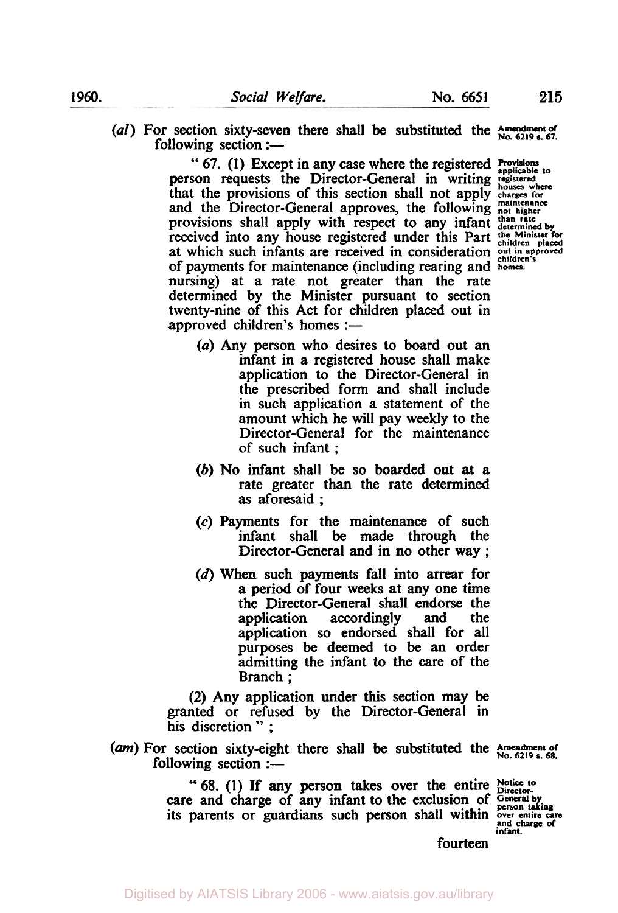(*al*) For section sixty-seven there shall be substituted the following section :—

Amendment of No. 6219 s. 67.

" 67. (1) Except in any case where the registered person requests the Director-General in writing that the provisions of this section shall not apply and the Director-General approves, the following provisions shall apply with respect to any infant received into any house registered under this Part at which such infants are received in consideration of payments for maintenance (including rearing and nursing) at a rate not greater than the rate determined by the Minister pursuant to section twenty-nine of this Act for children placed out in approved children's homes :—

Provisions applicable to registered houses where charges for maintenance not higher than rate determined by the Minister for children placed out in approved children's homes.

(*a*) Any person who desires to board out an infant in a registered house shall make application to the Director-General in the prescribed form and shall include in such application a statement of the amount which he will pay weekly to the Director-General for the maintenance of such infant ;

(*b*) No infant shall be so boarded out at a rate greater than the rate determined as aforesaid ;

(*c*) Payments for the maintenance of such infant shall be made through the Director-General and in no other way ;

(*d*) When such payments fall into arrear for a period of four weeks at any one time the Director-General shall endorse the application accordingly and the application so endorsed shall for all purposes be deemed to be an order admitting the infant to the care of the Branch ;

(2) Any application under this section may be granted or refused by the Director-General in his discretion " ;

(*am*) For section sixty-eight there shall be substituted the following section :—

Amendment of No. 6219 s. 68.

" 68. (1) If any person takes over the entire care and charge of any infant to the exclusion of its parents or guardians such person shall within fourteen

Notice to Director-General by person taking over entire care and charge of infant.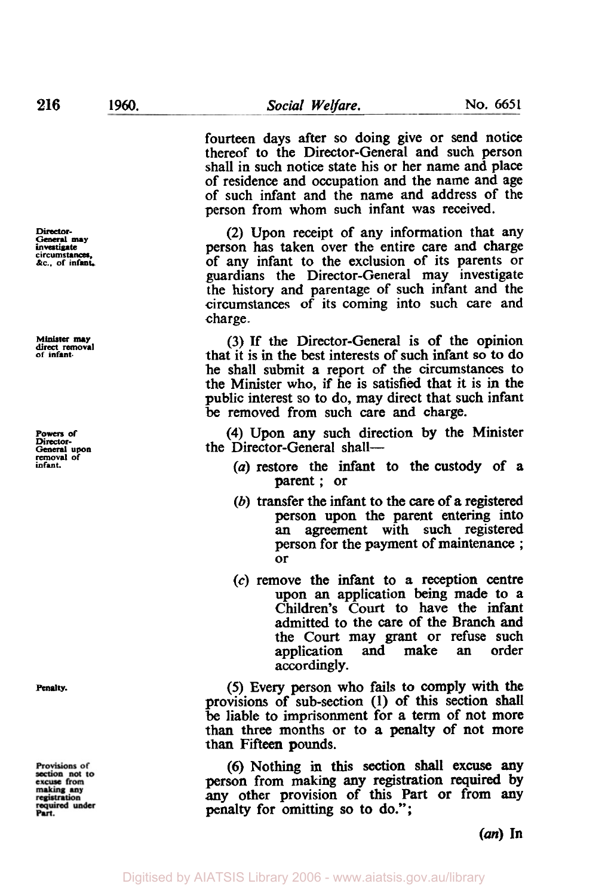fourteen days after so doing give or send notice thereof to the Director-General and such person shall in such notice state his or her name and place of residence and occupation and the name and age of such infant and the name and address of the person from whom such infant was received.

*Director-General may investigate circumstances, &c., of infant.*

(2) Upon receipt of any information that any person has taken over the entire care and charge of any infant to the exclusion of its parents or guardians the Director-General may investigate the history and parentage of such infant and the circumstances of its coming into such care and charge.

*Minister may direct removal of infant.*

(3) If the Director-General is of the opinion that it is in the best interests of such infant so to do he shall submit a report of the circumstances to the Minister who, if he is satisfied that it is in the public interest so to do, may direct that such infant be removed from such care and charge.

*Powers of Director-General upon removal of infant.*

(4) Upon any such direction by the Minister the Director-General shall—

(*a*) restore the infant to the custody of a parent ; or

(*b*) transfer the infant to the care of a registered person upon the parent entering into an agreement with such registered person for the payment of maintenance ; or

(*c*) remove the infant to a reception centre upon an application being made to a Children's Court to have the infant admitted to the care of the Branch and the Court may grant or refuse such application and make an order accordingly.

*Penalty.*

(5) Every person who fails to comply with the provisions of sub-section (1) of this section shall be liable to imprisonment for a term of not more than three months or to a penalty of not more than Fifteen pounds.

*Provisions of section not to excuse from making any registration required under Part.*

(6) Nothing in this section shall excuse any person from making any registration required by any other provision of this Part or from any penalty for omitting so to do.";

(*an*) In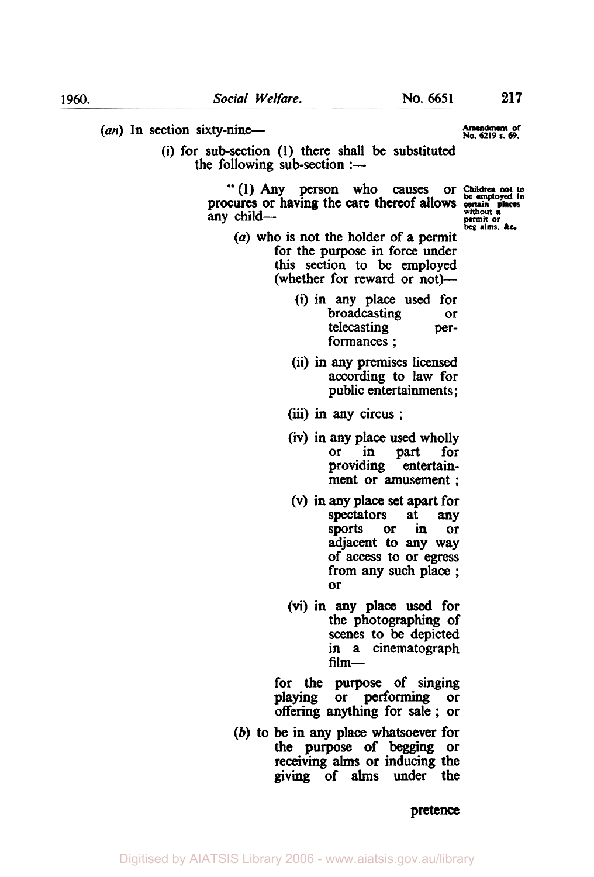(*an*) In section sixty-nine—

Amendment of No. 6219 s. 69.

(i) for sub-section (1) there shall be substituted the following sub-section :—

Children not to be employed in certain places without a permit or beg alms, &c.

"(1) Any person who causes or procures or having the care thereof allows any child—

(*a*) who is not the holder of a permit for the purpose in force under this section to be employed (whether for reward or not)—

(i) in any place used for broadcasting or telecasting performances ;

(ii) in any premises licensed according to law for public entertainments;

(iii) in any circus ;

(iv) in any place used wholly or in part for providing entertainment or amusement ;

(v) in any place set apart for spectators at any sports or in or adjacent to any way of access to or egress from any such place ; or

(vi) in any place used for the photographing of scenes to be depicted in a cinematograph film—

for the purpose of singing playing or performing or offering anything for sale ; or

(*b*) to be in any place whatsoever for the purpose of begging or receiving alms or inducing the giving of alms under the pretence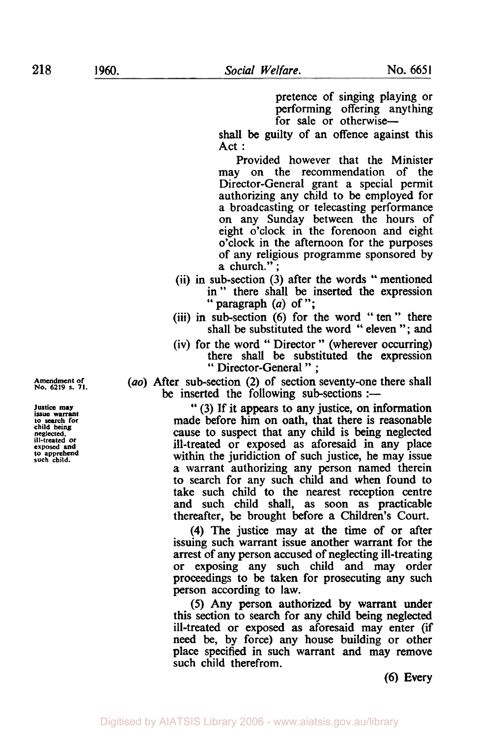pretence of singing playing or performing offering anything for sale or otherwise—

shall be guilty of an offence against this Act :

Provided however that the Minister may on the recommendation of the Director-General grant a special permit authorizing any child to be employed for a broadcasting or telecasting performance on any Sunday between the hours of eight o'clock in the forenoon and eight o'clock in the afternoon for the purposes of any religious programme sponsored by a church." ;

(ii) in sub-section (3) after the words " mentioned in " there shall be inserted the expression " paragraph (*a*) of ";

(iii) in sub-section (6) for the word " ten " there shall be substituted the word " eleven "; and

(iv) for the word " Director " (wherever occurring) there shall be substituted the expression " Director-General " ;

Amendment of No. 6219 s. 71.

(*ao*) After sub-section (2) of section seventy-one there shall be inserted the following sub-sections :—

Justice may issue warrant to search for child being neglected, ill-treated or exposed and to apprehend such child.

" (3) If it appears to any justice, on information made before him on oath, that there is reasonable cause to suspect that any child is being neglected ill-treated or exposed as aforesaid in any place within the juridiction of such justice, he may issue a warrant authorizing any person named therein to search for any such child and when found to take such child to the nearest reception centre and such child shall, as soon as practicable thereafter, be brought before a Children's Court.

(4) The justice may at the time of or after issuing such warrant issue another warrant for the arrest of any person accused of neglecting ill-treating or exposing any such child and may order proceedings to be taken for prosecuting any such person according to law.

(5) Any person authorized by warrant under this section to search for any child being neglected ill-treated or exposed as aforesaid may enter (if need be, by force) any house building or other place specified in such warrant and may remove such child therefrom.

(6) Every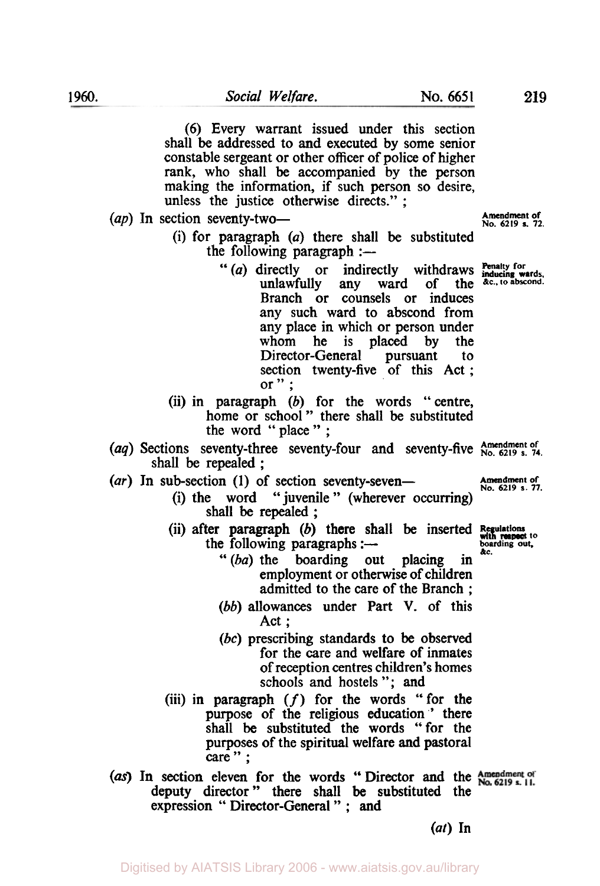(6) Every warrant issued under this section shall be addressed to and executed by some senior constable sergeant or other officer of police of higher rank, who shall be accompanied by the person making the information, if such person so desire, unless the justice otherwise directs." ;

(*ap*) In section seventy-two—

Amendment of No. 6219 s. 72.

(i) for paragraph (*a*) there shall be substituted the following paragraph :—

"(*a*) directly or indirectly withdraws unlawfully any ward of the Branch or counsels or induces any such ward to abscond from any place in which or person under whom he is placed by the Director-General pursuant to section twenty-five of this Act ; or" ;

Penalty for inducing wards, &c., to abscond.

(ii) in paragraph (*b*) for the words "centre, home or school" there shall be substituted the word "place" ;

(*aq*) Sections seventy-three seventy-four and seventy-five shall be repealed ;

Amendment of No. 6219 s. 74.

(*ar*) In sub-section (1) of section seventy-seven—

Amendment of No. 6219 s. 77.

(i) the word "juvenile" (wherever occurring) shall be repealed ;

(ii) after paragraph (*b*) there shall be inserted the following paragraphs :—

Regulations with respect to boarding out, &c.

"(*ba*) the boarding out placing in employment or otherwise of children admitted to the care of the Branch ;

(*bb*) allowances under Part V. of this Act ;

(*bc*) prescribing standards to be observed for the care and welfare of inmates of reception centres children's homes schools and hostels"; and

(iii) in paragraph (*f*) for the words "for the purpose of the religious education" there shall be substituted the words "for the purposes of the spiritual welfare and pastoral care" ;

(*as*) In section eleven for the words "Director and the deputy director" there shall be substituted the expression "Director-General" ; and

Amendment of No. 6219 s. 11.

(*at*) In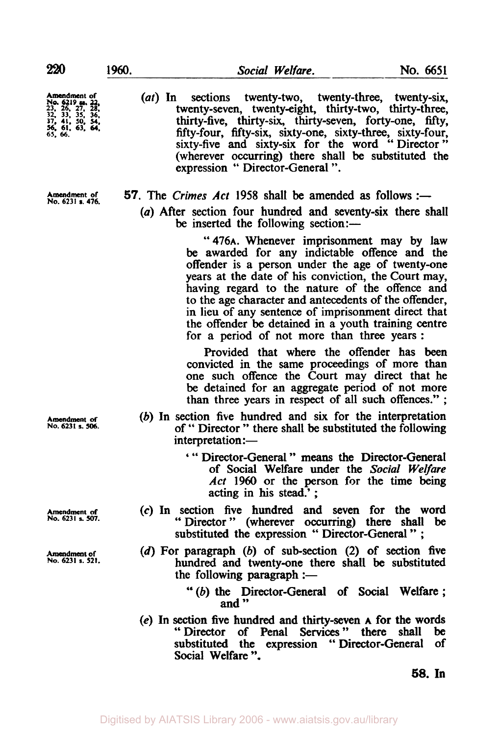Amendment of No. 6219 ss. 22, 23, 26, 27, 28, 32, 33, 35, 36, 37, 41, 50, 54, 56, 61, 63, 64, 65, 66.

(*at*) In sections twenty-two, twenty-three, twenty-six, twenty-seven, twenty-eight, thirty-two, thirty-three, thirty-five, thirty-six, thirty-seven, forty-one, fifty, fifty-four, fifty-six, sixty-one, sixty-three, sixty-four, sixty-five and sixty-six for the word "Director" (wherever occurring) there shall be substituted the expression "Director-General".

Amendment of No. 6231 s. 476.

**57.** The *Crimes Act* 1958 shall be amended as follows :—

(*a*) After section four hundred and seventy-six there shall be inserted the following section:—

"476A. Whenever imprisonment may by law be awarded for any indictable offence and the offender is a person under the age of twenty-one years at the date of his conviction, the Court may, having regard to the nature of the offence and to the age character and antecedents of the offender, in lieu of any sentence of imprisonment direct that the offender be detained in a youth training centre for a period of not more than three years :

Provided that where the offender has been convicted in the same proceedings of more than one such offence the Court may direct that he be detained for an aggregate period of not more than three years in respect of all such offences." ;

Amendment of No. 6231 s. 506.

(*b*) In section five hundred and six for the interpretation of "Director" there shall be substituted the following interpretation:—

'"Director-General" means the Director-General of Social Welfare under the *Social Welfare Act* 1960 or the person for the time being acting in his stead.' ;

Amendment of No. 6231 s. 507.

(*c*) In section five hundred and seven for the word "Director" (wherever occurring) there shall be substituted the expression "Director-General" ;

Amendment of No. 6231 s. 521.

(*d*) For paragraph (*b*) of sub-section (2) of section five hundred and twenty-one there shall be substituted the following paragraph :—

"(*b*) the Director-General of Social Welfare ; and"

(*e*) In section five hundred and thirty-seven A for the words "Director of Penal Services" there shall be substituted the expression "Director-General of Social Welfare".

**58.** In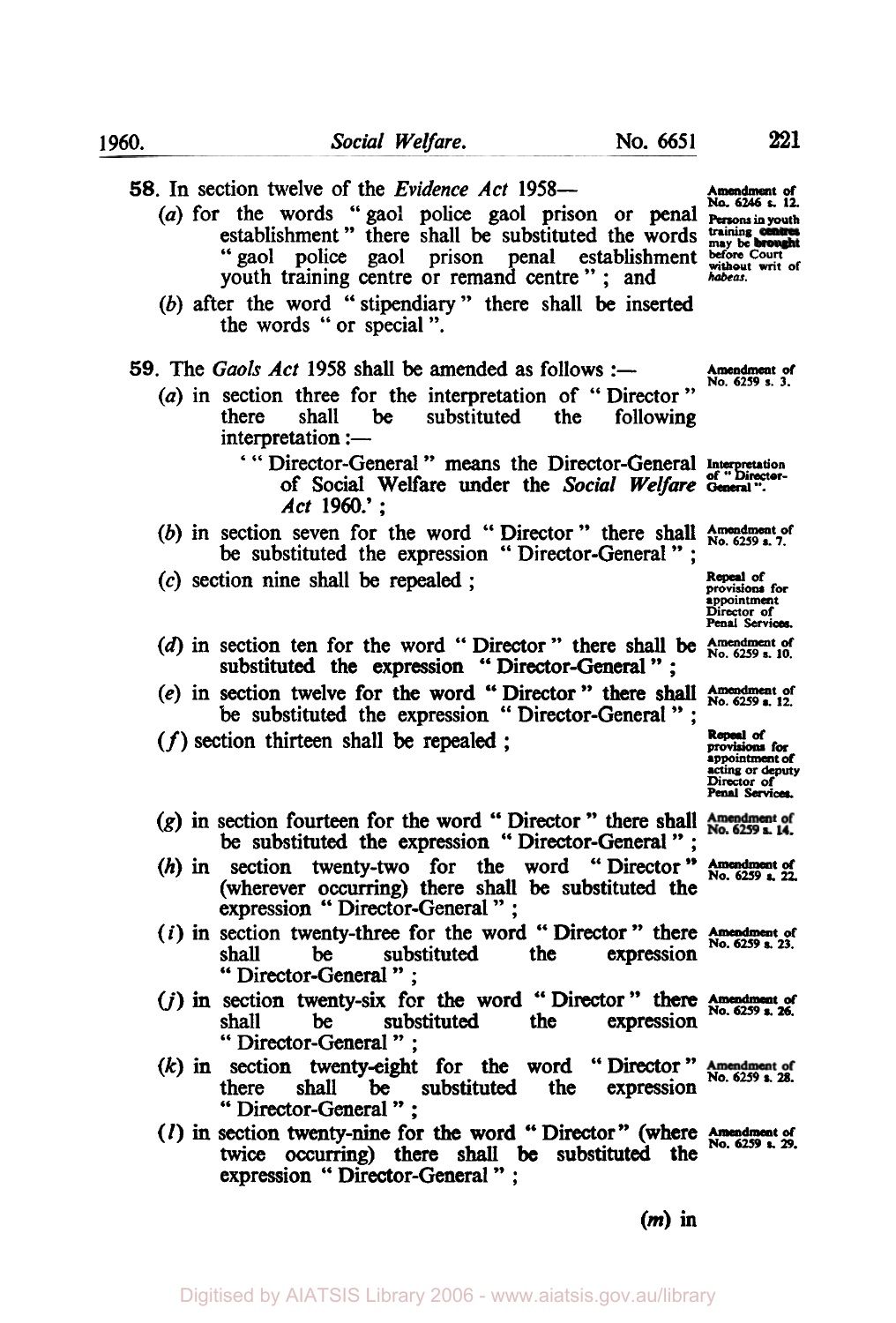**58.** In section twelve of the *Evidence Act* 1958—

Amendment of No. 6246 s. 12. Persons in youth training centres may be brought before Court without writ of *habeas*.

(*a*) for the words "gaol police gaol prison or penal establishment" there shall be substituted the words "gaol police gaol prison penal establishment youth training centre or remand centre"; and

(*b*) after the word "stipendiary" there shall be inserted the words "or special".

**59.** The *Gaols Act* 1958 shall be amended as follows :—

Amendment of No. 6259 s. 3.

(*a*) in section three for the interpretation of "Director" there shall be substituted the following interpretation :—

'"Director-General" means the Director-General of Social Welfare under the *Social Welfare Act* 1960.';

Interpretation of "Director-General".

(*b*) in section seven for the word "Director" there shall be substituted the expression "Director-General";

Amendment of No. 6259 s. 7.

(*c*) section nine shall be repealed;

Repeal of provisions for appointment Director of Penal Services.

(*d*) in section ten for the word "Director" there shall be substituted the expression "Director-General";

Amendment of No. 6259 s. 10.

(*e*) in section twelve for the word "Director" there shall be substituted the expression "Director-General";

Amendment of No. 6259 s. 12.

(*f*) section thirteen shall be repealed;

Repeal of provisions for appointment of acting or deputy Director of Penal Services.

(*g*) in section fourteen for the word "Director" there shall be substituted the expression "Director-General";

Amendment of No. 6259 s. 14.

(*h*) in section twenty-two for the word "Director" (wherever occurring) there shall be substituted the expression "Director-General";

Amendment of No. 6259 s. 22.

(*i*) in section twenty-three for the word "Director" there shall be substituted the expression "Director-General";

Amendment of No. 6259 s. 23.

(*j*) in section twenty-six for the word "Director" there shall be substituted the expression "Director-General";

Amendment of No. 6259 s. 26.

(*k*) in section twenty-eight for the word "Director" there shall be substituted the expression "Director-General";

Amendment of No. 6259 s. 28.

(*l*) in section twenty-nine for the word "Director" (where twice occurring) there shall be substituted the expression "Director-General";

Amendment of No. 6259 s. 29.

(*m*) in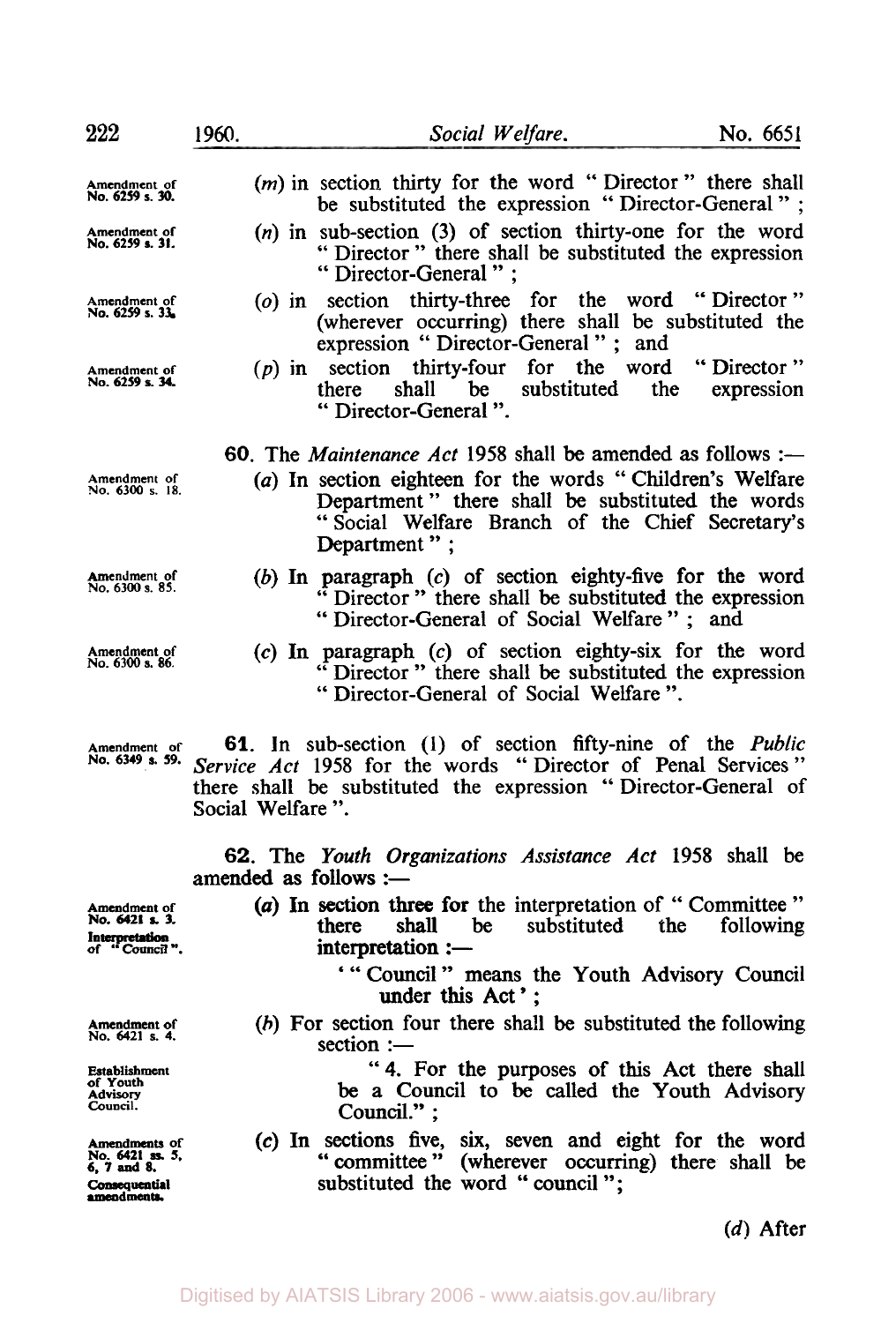Amendment of No. 6259 s. 30.

(*m*) in section thirty for the word "Director" there shall be substituted the expression "Director-General";

Amendment of No. 6259 s. 31.

(*n*) in sub-section (3) of section thirty-one for the word "Director" there shall be substituted the expression "Director-General";

Amendment of No. 6259 s. 33.

(*o*) in section thirty-three for the word "Director" (wherever occurring) there shall be substituted the expression "Director-General"; and

Amendment of No. 6259 s. 34.

(*p*) in section thirty-four for the word "Director" there shall be substituted the expression "Director-General".

**60.** The *Maintenance Act* 1958 shall be amended as follows :—

Amendment of No. 6300 s. 18.

(*a*) In section eighteen for the words "Children's Welfare Department" there shall be substituted the words "Social Welfare Branch of the Chief Secretary's Department";

Amendment of No. 6300 s. 85.

(*b*) In paragraph (*c*) of section eighty-five for the word "Director" there shall be substituted the expression "Director-General of Social Welfare"; and

Amendment of No. 6300 s. 86.

(*c*) In paragraph (*c*) of section eighty-six for the word "Director" there shall be substituted the expression "Director-General of Social Welfare".

Amendment of No. 6349 s. 59.

**61.** In sub-section (1) of section fifty-nine of the *Public Service Act* 1958 for the words "Director of Penal Services" there shall be substituted the expression "Director-General of Social Welfare".

**62.** The *Youth Organizations Assistance Act* 1958 shall be amended as follows :—

Amendment of No. 6421 s. 3. Interpretation of "Council".

(*a*) In section three for the interpretation of "Committee" there shall be substituted the following interpretation :—

'"Council" means the Youth Advisory Council under this Act';

Amendment of No. 6421 s. 4.

Establishment of Youth Advisory Council.

(*b*) For section four there shall be substituted the following section :—

"4. For the purposes of this Act there shall be a Council to be called the Youth Advisory Council.";

Amendments of No. 6421 ss. 5, 6, 7 and 8. Consequential amendments.

(*c*) In sections five, six, seven and eight for the word "committee" (wherever occurring) there shall be substituted the word "council";

(*d*) After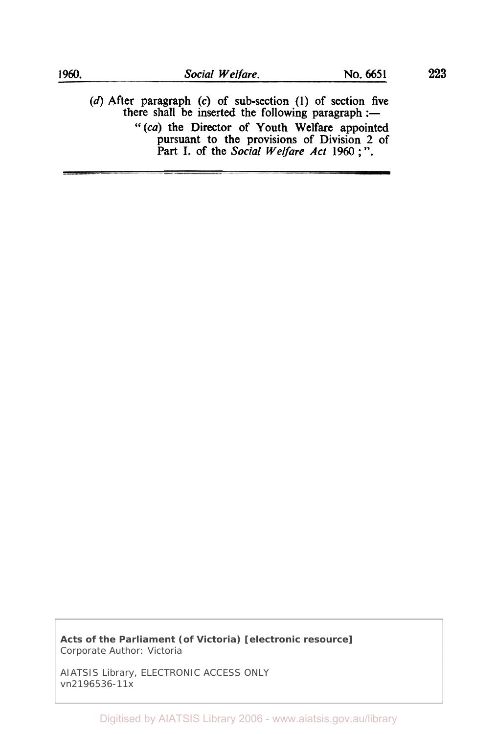(*d*) After paragraph (*c*) of sub-section (1) of section five there shall be inserted the following paragraph :—

"(*ca*) the Director of Youth Welfare appointed pursuant to the provisions of Division 2 of Part I. of the *Social Welfare Act* 1960 ; ".

**Acts of the Parliament (of Victoria) [electronic resource]**
Corporate Author: Victoria

AIATSIS Library, ELECTRONIC ACCESS ONLY
vn2196536-11x

Digitised by AIATSIS Library 2006 - www.aiatsis.gov.au/library